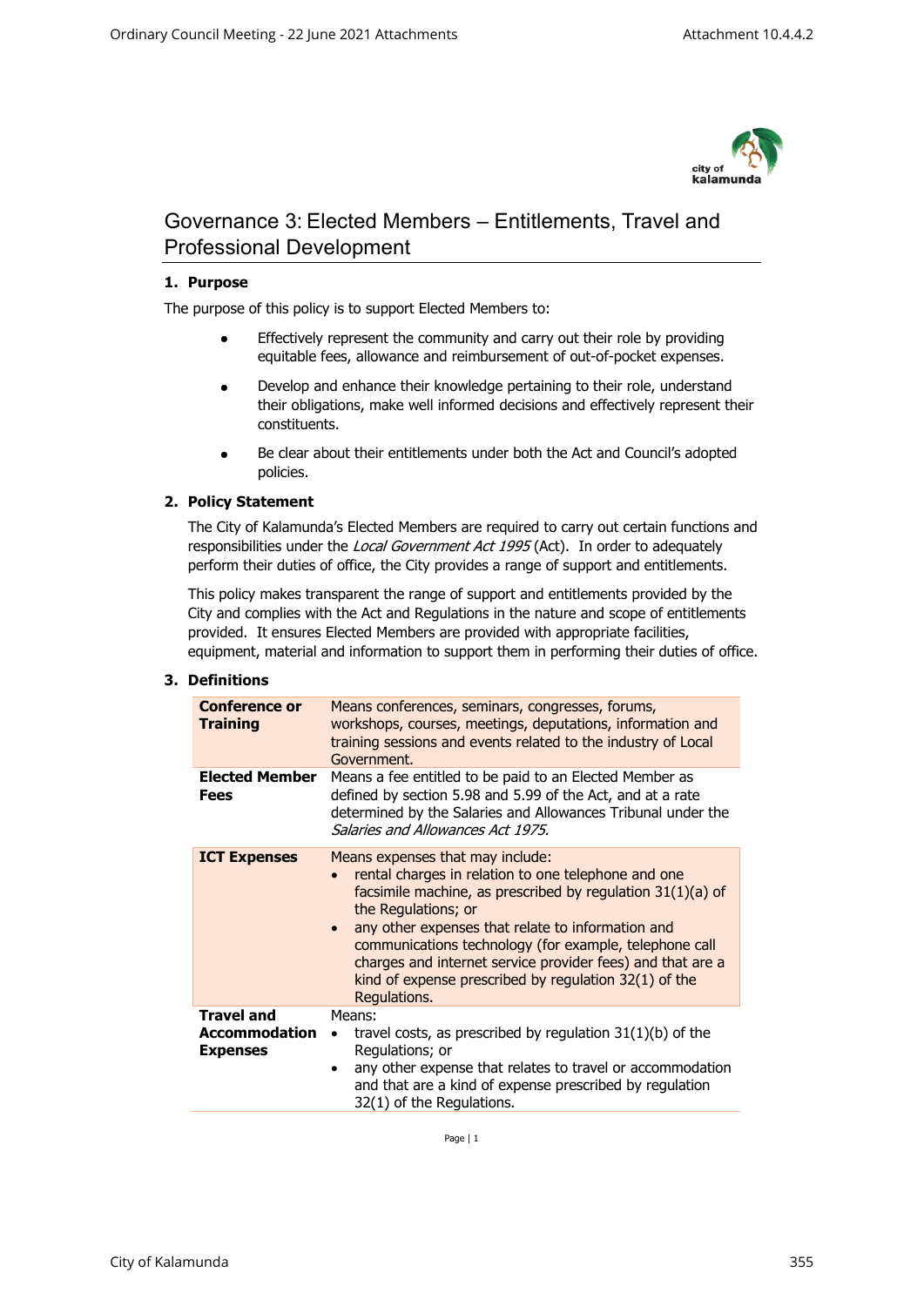# Governance 3: Elected Members – Entitlements, Travel and Professional Development

## 1. Purpose

The purpose of this policy is to support Elected Members to:

- Effectively represent the community and carry out their role by providing equitable fees, allowance and reimbursement of out-of-pocket expenses.
- Develop and enhance their knowledge pertaining to their role, understand their obligations, make well informed decisions and effectively represent their constituents.
- Be clear about their entitlements under both the Act and Council's adopted policies.

## 2. Policy Statement

The City of Kalamunda's Elected Members are required to carry out certain functions and responsibilities under the *Local Government Act 1995* (Act). In order to adequately perform their duties of office, the City provides a range of support and entitlements.

This policy makes transparent the range of support and entitlements provided by the City and complies with the Act and Regulations in the nature and scope of entitlements provided. It ensures Elected Members are provided with appropriate facilities, equipment, material and information to support them in performing their duties of office.

## 3. Definitions

| Term | Definition |
|---|---|
| **Conference or Training** | Means conferences, seminars, congresses, forums, workshops, courses, meetings, deputations, information and training sessions and events related to the industry of Local Government. |
| **Elected Member Fees** | Means a fee entitled to be paid to an Elected Member as defined by section 5.98 and 5.99 of the Act, and at a rate determined by the Salaries and Allowances Tribunal under the *Salaries and Allowances Act 1975.* |
| **ICT Expenses** | Means expenses that may include:<br>• rental charges in relation to one telephone and one facsimile machine, as prescribed by regulation 31(1)(a) of the Regulations; or<br>• any other expenses that relate to information and communications technology (for example, telephone call charges and internet service provider fees) and that are a kind of expense prescribed by regulation 32(1) of the Regulations. |
| **Travel and Accommodation Expenses** | Means:<br>• travel costs, as prescribed by regulation 31(1)(b) of the Regulations; or<br>• any other expense that relates to travel or accommodation and that are a kind of expense prescribed by regulation 32(1) of the Regulations. |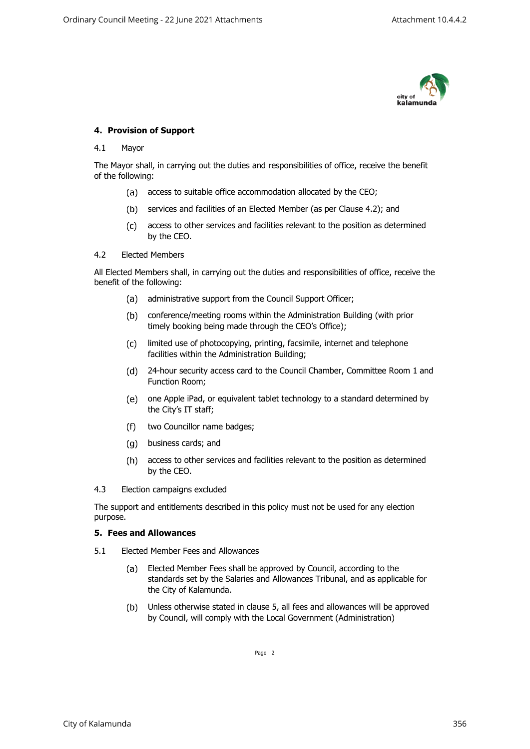## 4. Provision of Support

4.1 Mayor

The Mayor shall, in carrying out the duties and responsibilities of office, receive the benefit of the following:

(a) access to suitable office accommodation allocated by the CEO;

(b) services and facilities of an Elected Member (as per Clause 4.2); and

(c) access to other services and facilities relevant to the position as determined by the CEO.

4.2 Elected Members

All Elected Members shall, in carrying out the duties and responsibilities of office, receive the benefit of the following:

(a) administrative support from the Council Support Officer;

(b) conference/meeting rooms within the Administration Building (with prior timely booking being made through the CEO's Office);

(c) limited use of photocopying, printing, facsimile, internet and telephone facilities within the Administration Building;

(d) 24-hour security access card to the Council Chamber, Committee Room 1 and Function Room;

(e) one Apple iPad, or equivalent tablet technology to a standard determined by the City's IT staff;

(f) two Councillor name badges;

(g) business cards; and

(h) access to other services and facilities relevant to the position as determined by the CEO.

4.3 Election campaigns excluded

The support and entitlements described in this policy must not be used for any election purpose.

## 5. Fees and Allowances

5.1 Elected Member Fees and Allowances

(a) Elected Member Fees shall be approved by Council, according to the standards set by the Salaries and Allowances Tribunal, and as applicable for the City of Kalamunda.

(b) Unless otherwise stated in clause 5, all fees and allowances will be approved by Council, will comply with the Local Government (Administration)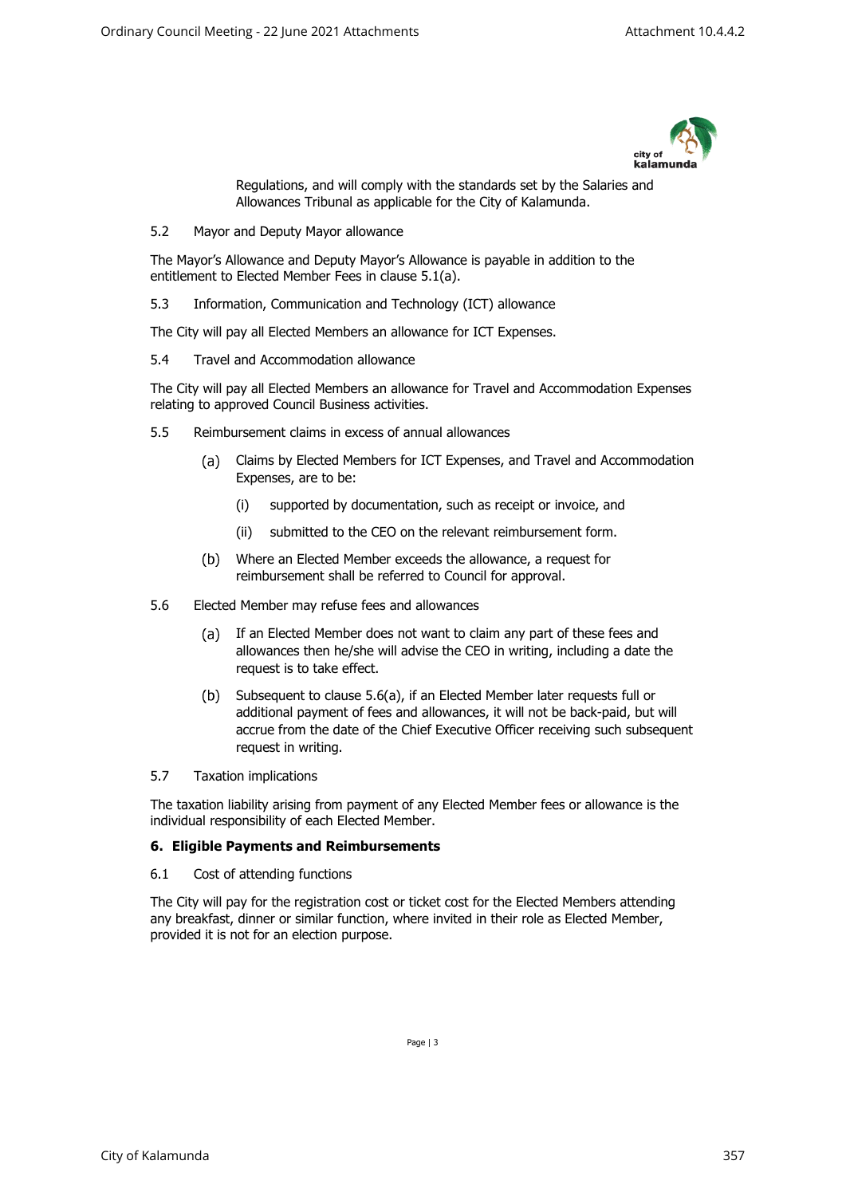Regulations, and will comply with the standards set by the Salaries and Allowances Tribunal as applicable for the City of Kalamunda.

5.2 Mayor and Deputy Mayor allowance

The Mayor's Allowance and Deputy Mayor's Allowance is payable in addition to the entitlement to Elected Member Fees in clause 5.1(a).

5.3 Information, Communication and Technology (ICT) allowance

The City will pay all Elected Members an allowance for ICT Expenses.

5.4 Travel and Accommodation allowance

The City will pay all Elected Members an allowance for Travel and Accommodation Expenses relating to approved Council Business activities.

5.5 Reimbursement claims in excess of annual allowances

(a) Claims by Elected Members for ICT Expenses, and Travel and Accommodation Expenses, are to be:

(i) supported by documentation, such as receipt or invoice, and

(ii) submitted to the CEO on the relevant reimbursement form.

(b) Where an Elected Member exceeds the allowance, a request for reimbursement shall be referred to Council for approval.

5.6 Elected Member may refuse fees and allowances

(a) If an Elected Member does not want to claim any part of these fees and allowances then he/she will advise the CEO in writing, including a date the request is to take effect.

(b) Subsequent to clause 5.6(a), if an Elected Member later requests full or additional payment of fees and allowances, it will not be back-paid, but will accrue from the date of the Chief Executive Officer receiving such subsequent request in writing.

5.7 Taxation implications

The taxation liability arising from payment of any Elected Member fees or allowance is the individual responsibility of each Elected Member.

## 6. Eligible Payments and Reimbursements

6.1 Cost of attending functions

The City will pay for the registration cost or ticket cost for the Elected Members attending any breakfast, dinner or similar function, where invited in their role as Elected Member, provided it is not for an election purpose.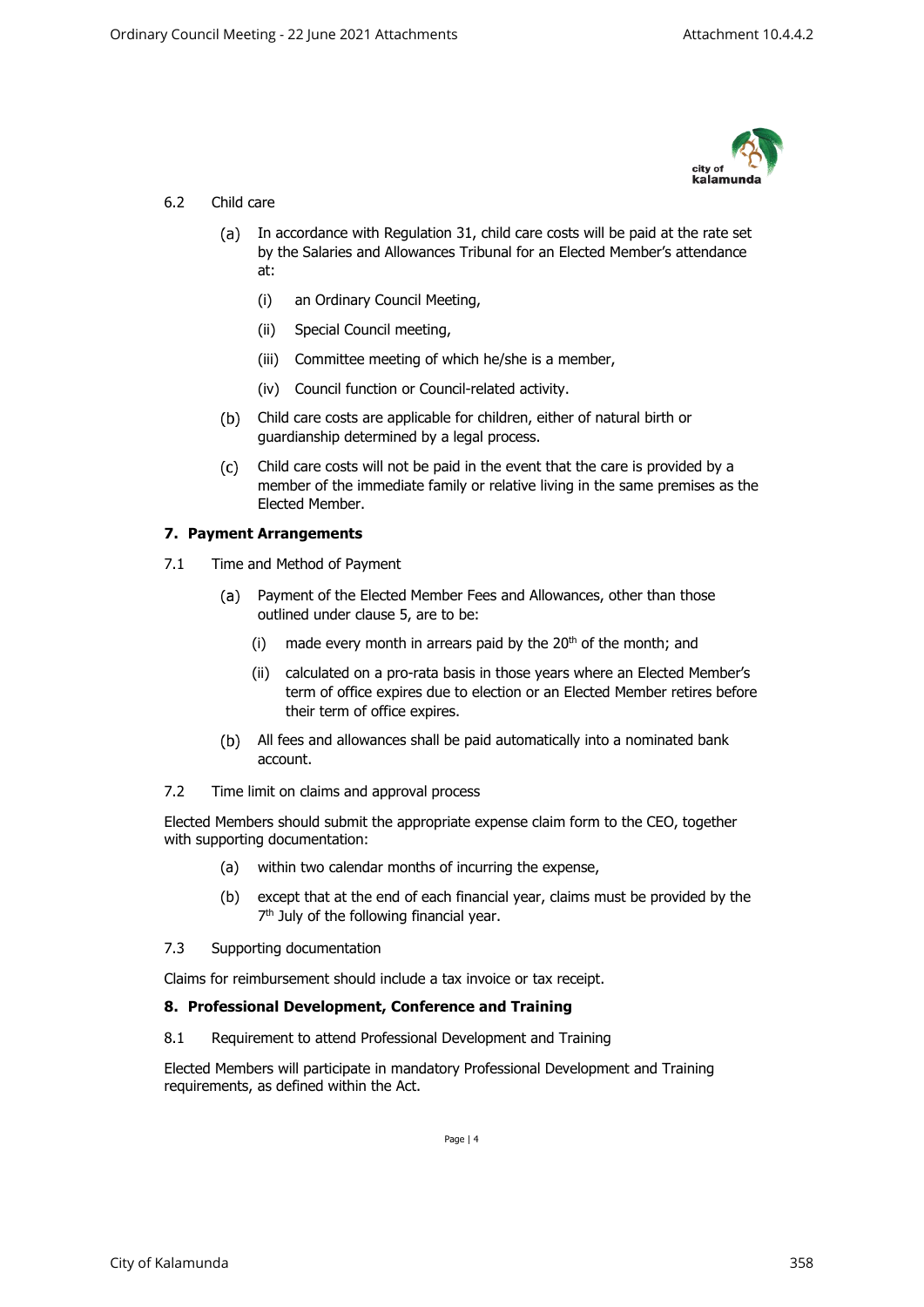6.2 Child care

(a) In accordance with Regulation 31, child care costs will be paid at the rate set by the Salaries and Allowances Tribunal for an Elected Member's attendance at:

(i) an Ordinary Council Meeting,

(ii) Special Council meeting,

(iii) Committee meeting of which he/she is a member,

(iv) Council function or Council-related activity.

(b) Child care costs are applicable for children, either of natural birth or guardianship determined by a legal process.

(c) Child care costs will not be paid in the event that the care is provided by a member of the immediate family or relative living in the same premises as the Elected Member.

## 7. Payment Arrangements

7.1 Time and Method of Payment

(a) Payment of the Elected Member Fees and Allowances, other than those outlined under clause 5, are to be:

(i) made every month in arrears paid by the 20th of the month; and

(ii) calculated on a pro-rata basis in those years where an Elected Member's term of office expires due to election or an Elected Member retires before their term of office expires.

(b) All fees and allowances shall be paid automatically into a nominated bank account.

7.2 Time limit on claims and approval process

Elected Members should submit the appropriate expense claim form to the CEO, together with supporting documentation:

(a) within two calendar months of incurring the expense,

(b) except that at the end of each financial year, claims must be provided by the 7th July of the following financial year.

7.3 Supporting documentation

Claims for reimbursement should include a tax invoice or tax receipt.

## 8. Professional Development, Conference and Training

8.1 Requirement to attend Professional Development and Training

Elected Members will participate in mandatory Professional Development and Training requirements, as defined within the Act.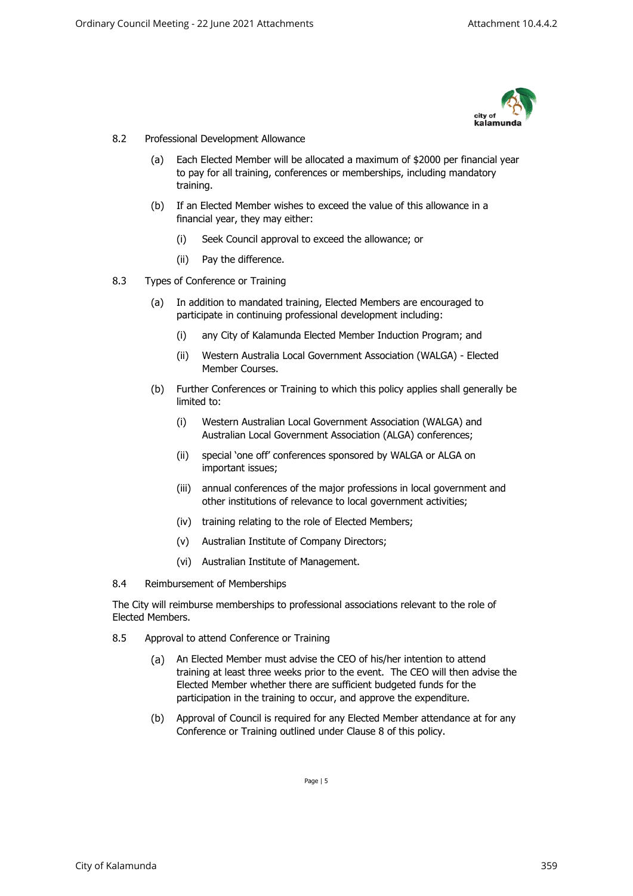8.2 Professional Development Allowance

(a) Each Elected Member will be allocated a maximum of $2000 per financial year to pay for all training, conferences or memberships, including mandatory training.

(b) If an Elected Member wishes to exceed the value of this allowance in a financial year, they may either:

(i) Seek Council approval to exceed the allowance; or

(ii) Pay the difference.

8.3 Types of Conference or Training

(a) In addition to mandated training, Elected Members are encouraged to participate in continuing professional development including:

(i) any City of Kalamunda Elected Member Induction Program; and

(ii) Western Australia Local Government Association (WALGA) - Elected Member Courses.

(b) Further Conferences or Training to which this policy applies shall generally be limited to:

(i) Western Australian Local Government Association (WALGA) and Australian Local Government Association (ALGA) conferences;

(ii) special 'one off' conferences sponsored by WALGA or ALGA on important issues;

(iii) annual conferences of the major professions in local government and other institutions of relevance to local government activities;

(iv) training relating to the role of Elected Members;

(v) Australian Institute of Company Directors;

(vi) Australian Institute of Management.

8.4 Reimbursement of Memberships

The City will reimburse memberships to professional associations relevant to the role of Elected Members.

8.5 Approval to attend Conference or Training

(a) An Elected Member must advise the CEO of his/her intention to attend training at least three weeks prior to the event. The CEO will then advise the Elected Member whether there are sufficient budgeted funds for the participation in the training to occur, and approve the expenditure.

(b) Approval of Council is required for any Elected Member attendance at for any Conference or Training outlined under Clause 8 of this policy.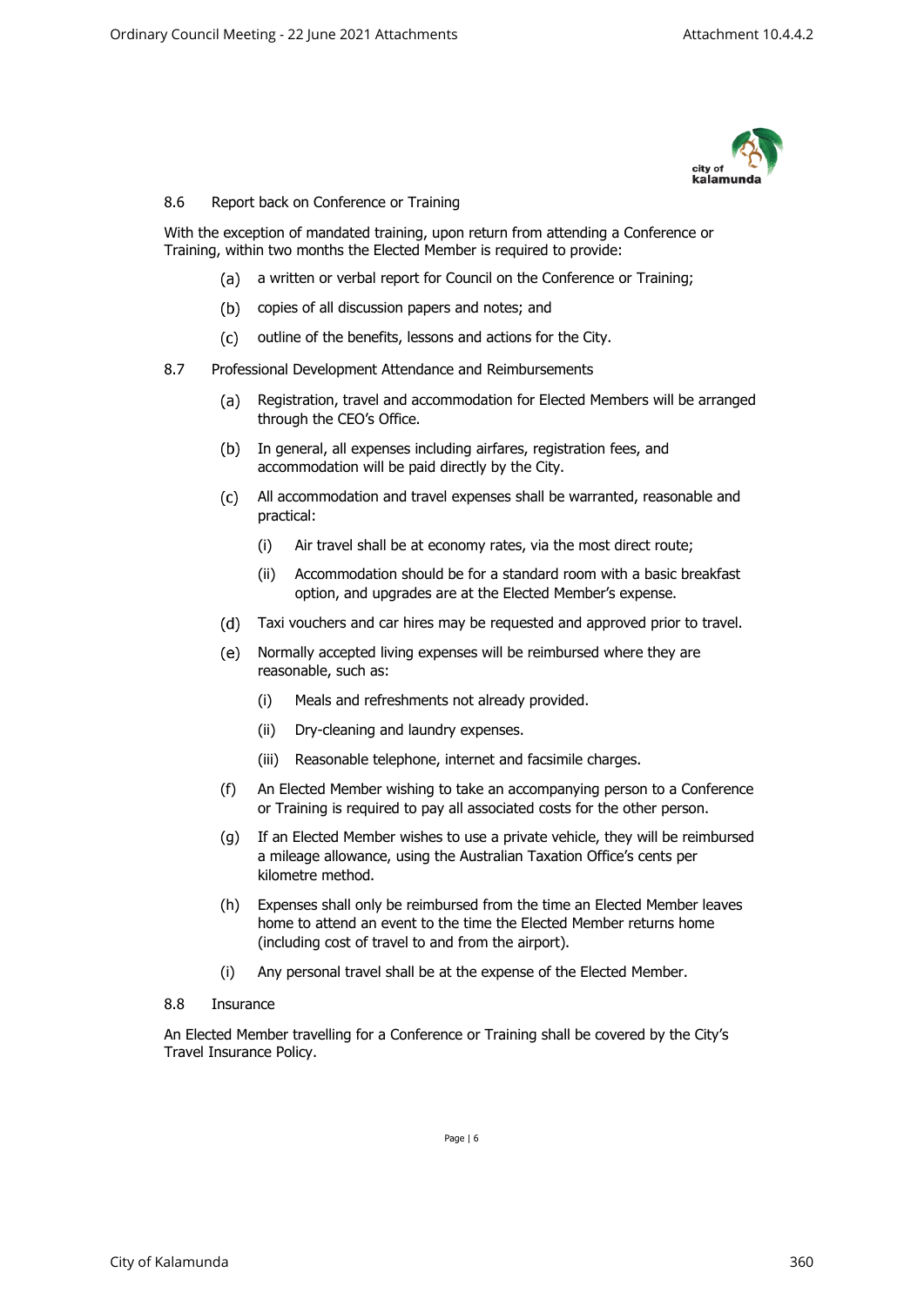## 8.6 Report back on Conference or Training

With the exception of mandated training, upon return from attending a Conference or Training, within two months the Elected Member is required to provide:

(a) a written or verbal report for Council on the Conference or Training;

(b) copies of all discussion papers and notes; and

(c) outline of the benefits, lessons and actions for the City.

## 8.7 Professional Development Attendance and Reimbursements

(a) Registration, travel and accommodation for Elected Members will be arranged through the CEO's Office.

(b) In general, all expenses including airfares, registration fees, and accommodation will be paid directly by the City.

(c) All accommodation and travel expenses shall be warranted, reasonable and practical:

  (i) Air travel shall be at economy rates, via the most direct route;

  (ii) Accommodation should be for a standard room with a basic breakfast option, and upgrades are at the Elected Member's expense.

(d) Taxi vouchers and car hires may be requested and approved prior to travel.

(e) Normally accepted living expenses will be reimbursed where they are reasonable, such as:

  (i) Meals and refreshments not already provided.

  (ii) Dry-cleaning and laundry expenses.

  (iii) Reasonable telephone, internet and facsimile charges.

(f) An Elected Member wishing to take an accompanying person to a Conference or Training is required to pay all associated costs for the other person.

(g) If an Elected Member wishes to use a private vehicle, they will be reimbursed a mileage allowance, using the Australian Taxation Office's cents per kilometre method.

(h) Expenses shall only be reimbursed from the time an Elected Member leaves home to attend an event to the time the Elected Member returns home (including cost of travel to and from the airport).

(i) Any personal travel shall be at the expense of the Elected Member.

## 8.8 Insurance

An Elected Member travelling for a Conference or Training shall be covered by the City's Travel Insurance Policy.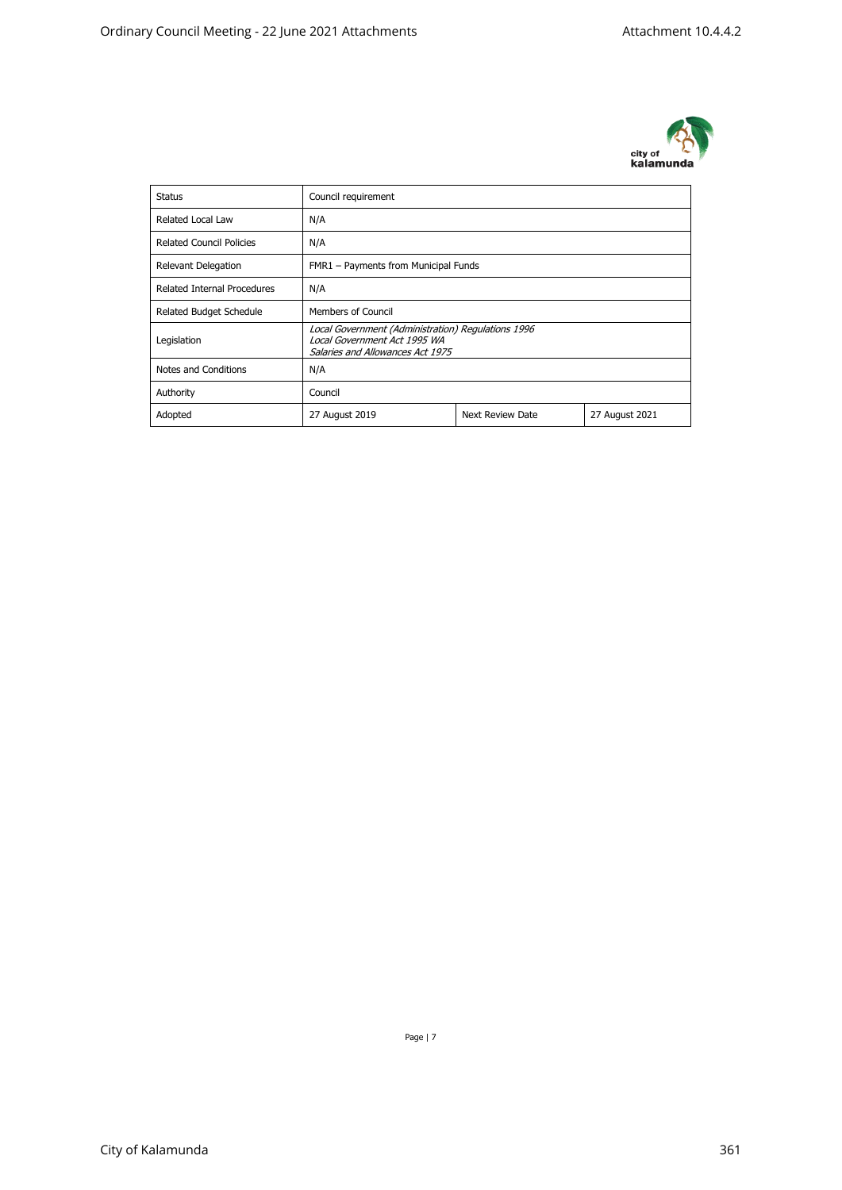| | | | |
|---|---|---|---|
| Status | Council requirement | | |
| Related Local Law | N/A | | |
| Related Council Policies | N/A | | |
| Relevant Delegation | FMR1 – Payments from Municipal Funds | | |
| Related Internal Procedures | N/A | | |
| Related Budget Schedule | Members of Council | | |
| Legislation | *Local Government (Administration) Regulations 1996*<br>*Local Government Act 1995 WA*<br>*Salaries and Allowances Act 1975* | | |
| Notes and Conditions | N/A | | |
| Authority | Council | | |
| Adopted | 27 August 2019 | Next Review Date | 27 August 2021 |